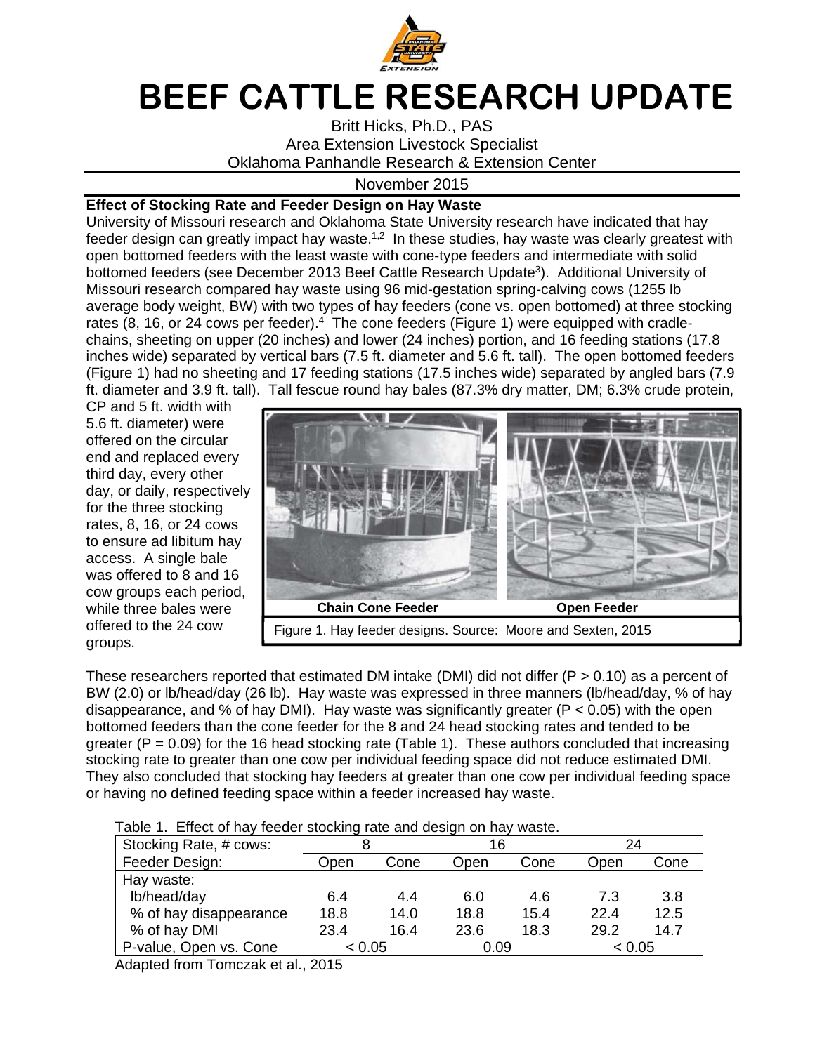# BEEF CATTLE RESEARCH UPDATE

Britt Hicks, Ph.D., PAS
Area Extension Livestock Specialist
Oklahoma Panhandle Research & Extension Center

November 2015

**Effect of Stocking Rate and Feeder Design on Hay Waste**

University of Missouri research and Oklahoma State University research have indicated that hay feeder design can greatly impact hay waste.[1,2] In these studies, hay waste was clearly greatest with open bottomed feeders with the least waste with cone-type feeders and intermediate with solid bottomed feeders (see December 2013 Beef Cattle Research Update[3]). Additional University of Missouri research compared hay waste using 96 mid-gestation spring-calving cows (1255 lb average body weight, BW) with two types of hay feeders (cone vs. open bottomed) at three stocking rates (8, 16, or 24 cows per feeder).[4] The cone feeders (Figure 1) were equipped with cradle-chains, sheeting on upper (20 inches) and lower (24 inches) portion, and 16 feeding stations (17.8 inches wide) separated by vertical bars (7.5 ft. diameter and 5.6 ft. tall). The open bottomed feeders (Figure 1) had no sheeting and 17 feeding stations (17.5 inches wide) separated by angled bars (7.9 ft. diameter and 3.9 ft. tall). Tall fescue round hay bales (87.3% dry matter, DM; 6.3% crude protein, CP and 5 ft. width with 5.6 ft. diameter) were offered on the circular end and replaced every third day, every other day, or daily, respectively for the three stocking rates, 8, 16, or 24 cows to ensure ad libitum hay access. A single bale was offered to 8 and 16 cow groups each period, while three bales were offered to the 24 cow groups.

**Chain Cone Feeder** **Open Feeder**

Figure 1. Hay feeder designs. Source: Moore and Sexten, 2015

These researchers reported that estimated DM intake (DMI) did not differ ($P > 0.10$) as a percent of BW (2.0) or lb/head/day (26 lb). Hay waste was expressed in three manners (lb/head/day, % of hay disappearance, and % of hay DMI). Hay waste was significantly greater ($P < 0.05$) with the open bottomed feeders than the cone feeder for the 8 and 24 head stocking rates and tended to be greater ($P = 0.09$) for the 16 head stocking rate (Table 1). These authors concluded that increasing stocking rate to greater than one cow per individual feeding space did not reduce estimated DMI. They also concluded that stocking hay feeders at greater than one cow per individual feeding space or having no defined feeding space within a feeder increased hay waste.

Table 1. Effect of hay feeder stocking rate and design on hay waste.

| Stocking Rate, # cows: | 8 | | 16 | | 24 | |
|---|---|---|---|---|---|---|
| Feeder Design: | Open | Cone | Open | Cone | Open | Cone |
| Hay waste: | | | | | | |
| lb/head/day | 6.4 | 4.4 | 6.0 | 4.6 | 7.3 | 3.8 |
| % of hay disappearance | 18.8 | 14.0 | 18.8 | 15.4 | 22.4 | 12.5 |
| % of hay DMI | 23.4 | 16.4 | 23.6 | 18.3 | 29.2 | 14.7 |
| P-value, Open vs. Cone | < 0.05 | | 0.09 | | < 0.05 | |

Adapted from Tomczak et al., 2015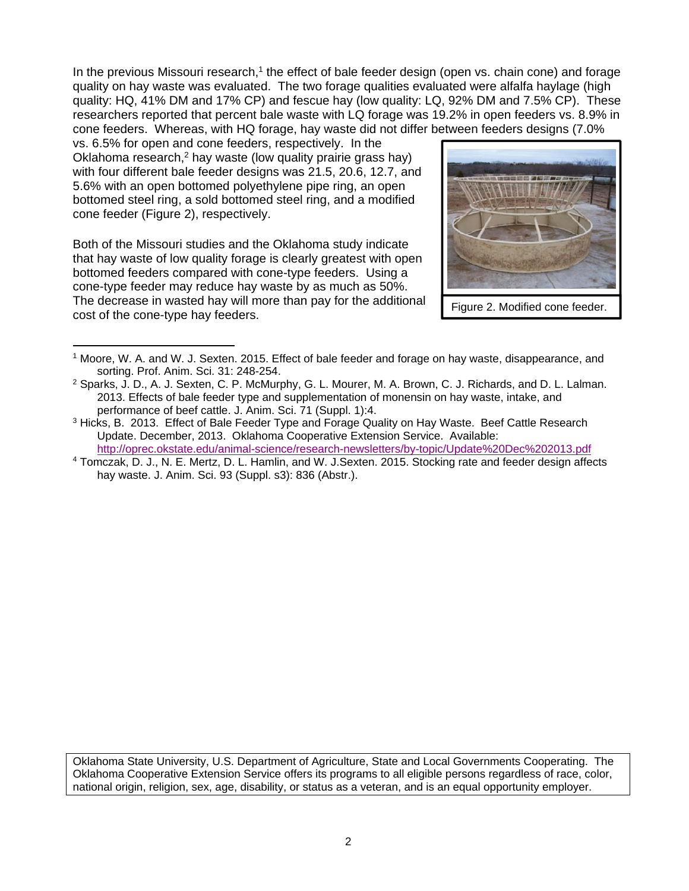In the previous Missouri research,[1] the effect of bale feeder design (open vs. chain cone) and forage quality on hay waste was evaluated. The two forage qualities evaluated were alfalfa haylage (high quality: HQ, 41% DM and 17% CP) and fescue hay (low quality: LQ, 92% DM and 7.5% CP). These researchers reported that percent bale waste with LQ forage was 19.2% in open feeders vs. 8.9% in cone feeders. Whereas, with HQ forage, hay waste did not differ between feeders designs (7.0% vs. 6.5% for open and cone feeders, respectively. In the Oklahoma research,[2] hay waste (low quality prairie grass hay) with four different bale feeder designs was 21.5, 20.6, 12.7, and 5.6% with an open bottomed polyethylene pipe ring, an open bottomed steel ring, a sold bottomed steel ring, and a modified cone feeder (Figure 2), respectively.

Figure 2. Modified cone feeder.

Both of the Missouri studies and the Oklahoma study indicate that hay waste of low quality forage is clearly greatest with open bottomed feeders compared with cone-type feeders. Using a cone-type feeder may reduce hay waste by as much as 50%. The decrease in wasted hay will more than pay for the additional cost of the cone-type hay feeders.

---

[1] Moore, W. A. and W. J. Sexten. 2015. Effect of bale feeder and forage on hay waste, disappearance, and sorting. Prof. Anim. Sci. 31: 248-254.

[2] Sparks, J. D., A. J. Sexten, C. P. McMurphy, G. L. Mourer, M. A. Brown, C. J. Richards, and D. L. Lalman. 2013. Effects of bale feeder type and supplementation of monensin on hay waste, intake, and performance of beef cattle. J. Anim. Sci. 71 (Suppl. 1):4.

[3] Hicks, B. 2013. Effect of Bale Feeder Type and Forage Quality on Hay Waste. Beef Cattle Research Update. December, 2013. Oklahoma Cooperative Extension Service. Available: http://oprec.okstate.edu/animal-science/research-newsletters/by-topic/Update%20Dec%202013.pdf

[4] Tomczak, D. J., N. E. Mertz, D. L. Hamlin, and W. J.Sexten. 2015. Stocking rate and feeder design affects hay waste. J. Anim. Sci. 93 (Suppl. s3): 836 (Abstr.).

Oklahoma State University, U.S. Department of Agriculture, State and Local Governments Cooperating. The Oklahoma Cooperative Extension Service offers its programs to all eligible persons regardless of race, color, national origin, religion, sex, age, disability, or status as a veteran, and is an equal opportunity employer.